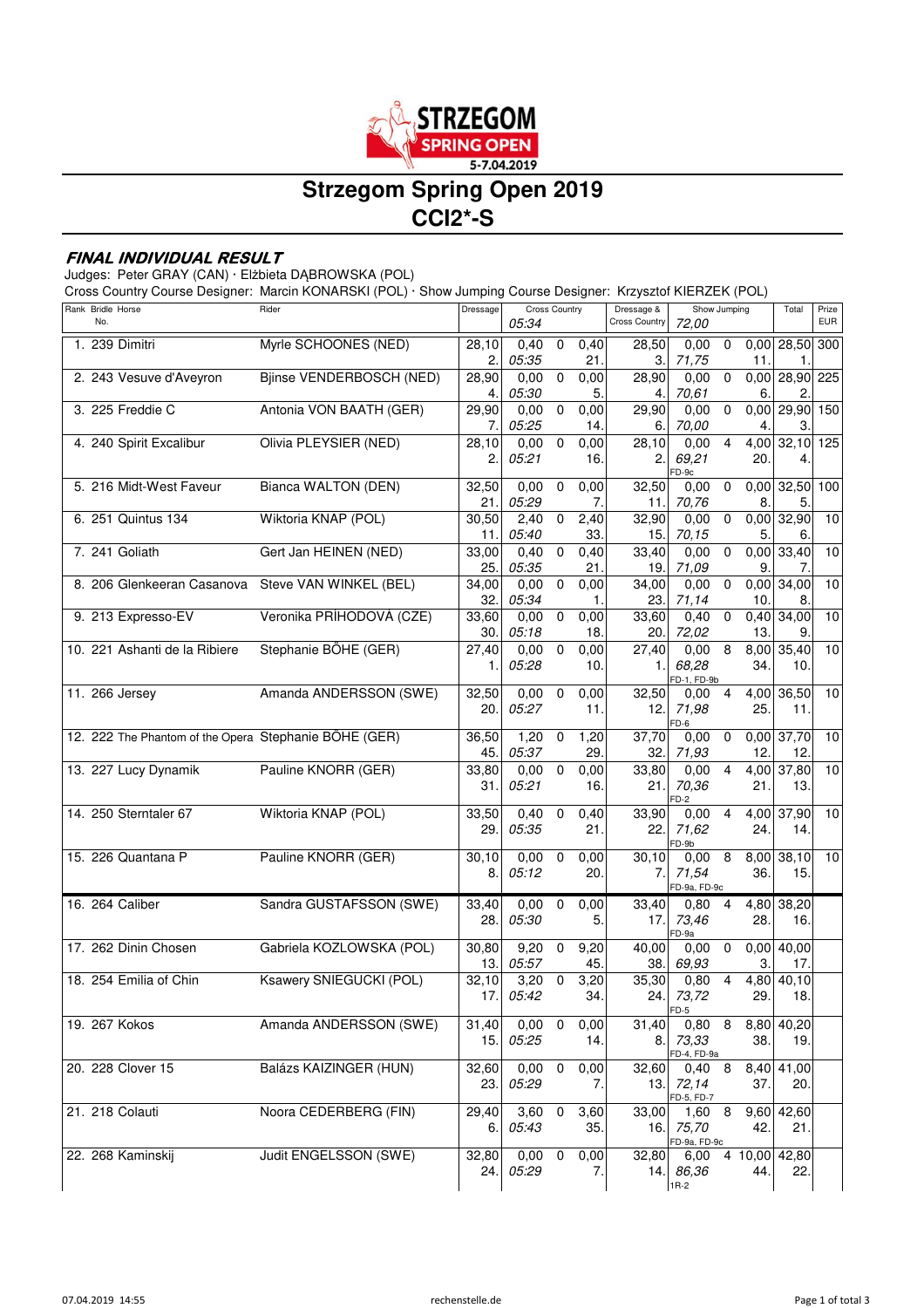# Strzegom Spring Open 2019
## CCI2*-S

### *FINAL INDIVIDUAL RESULT*

Judges: Peter GRAY (CAN) · Elżbieta DĄBROWSKA (POL)
Cross Country Course Designer: Marcin KONARSKI (POL) · Show Jumping Course Designer: Krzysztof KIERZEK (POL)

| Rank | Bridle No. | Horse | Rider | Dressage | Cross Country 05:34 | | | Dressage & Cross Country | Show Jumping 72,00 | | | Total | Prize EUR |
|---|---|---|---|---|---|---|---|---|---|---|---|---|---|
| 1. | 239 | Dimitri | Myrle SCHOONES (NED) | 28,10 2. | 0,40 *05:35* | 0 | 0,40 21. | 28,50 3. | 0,00 *71,75* | 0 | 0,00 11. | 28,50 1. | 300 |
| 2. | 243 | Vesuve d'Aveyron | Bjinse VENDERBOSCH (NED) | 28,90 4. | 0,00 *05:30* | 0 | 0,00 5. | 28,90 4. | 0,00 *70,61* | 0 | 0,00 6. | 28,90 2. | 225 |
| 3. | 225 | Freddie C | Antonia VON BAATH (GER) | 29,90 7. | 0,00 *05:25* | 0 | 0,00 14. | 29,90 6. | 0,00 *70,00* | 0 | 0,00 4. | 29,90 3. | 150 |
| 4. | 240 | Spirit Excalibur | Olivia PLEYSIER (NED) | 28,10 2. | 0,00 *05:21* | 0 | 0,00 16. | 28,10 2. | 0,00 *69,21* FD-9c | 4 | 4,00 20. | 32,10 4. | 125 |
| 5. | 216 | Midt-West Faveur | Bianca WALTON (DEN) | 32,50 21. | 0,00 *05:29* | 0 | 0,00 7. | 32,50 11. | 0,00 *70,76* | 0 | 0,00 8. | 32,50 5. | 100 |
| 6. | 251 | Quintus 134 | Wiktoria KNAP (POL) | 30,50 11. | 2,40 *05:40* | 0 | 2,40 33. | 32,90 15. | 0,00 *70,15* | 0 | 0,00 5. | 32,90 6. | 10 |
| 7. | 241 | Goliath | Gert Jan HEINEN (NED) | 33,00 25. | 0,40 *05:35* | 0 | 0,40 21. | 33,40 19. | 0,00 *71,09* | 0 | 0,00 9. | 33,40 7. | 10 |
| 8. | 206 | Glenkeeran Casanova | Steve VAN WINKEL (BEL) | 34,00 32. | 0,00 *05:34* | 0 | 0,00 1. | 34,00 23. | 0,00 *71,14* | 0 | 0,00 10. | 34,00 8. | 10 |
| 9. | 213 | Expresso-EV | Veronika PŘÍHODOVÁ (CZE) | 33,60 30. | 0,00 *05:18* | 0 | 0,00 18. | 33,60 20. | 0,40 *72,02* | 0 | 0,40 13. | 34,00 9. | 10 |
| 10. | 221 | Ashanti de la Ribiere | Stephanie BÖHE (GER) | 27,40 1. | 0,00 *05:28* | 0 | 0,00 10. | 27,40 1. | 0,00 *68,28* FD-1, FD-9b | 8 | 8,00 34. | 35,40 10. | 10 |
| 11. | 266 | Jersey | Amanda ANDERSSON (SWE) | 32,50 20. | 0,00 *05:27* | 0 | 0,00 11. | 32,50 12. | 0,00 *71,98* FD-6 | 4 | 4,00 25. | 36,50 11. | 10 |
| 12. | 222 | The Phantom of the Opera | Stephanie BÖHE (GER) | 36,50 45. | 1,20 *05:37* | 0 | 1,20 29. | 37,70 32. | 0,00 *71,93* | 0 | 0,00 12. | 37,70 12. | 10 |
| 13. | 227 | Lucy Dynamik | Pauline KNORR (GER) | 33,80 31. | 0,00 *05:21* | 0 | 0,00 16. | 33,80 21. | 0,00 *70,36* FD-2 | 4 | 4,00 21. | 37,80 13. | 10 |
| 14. | 250 | Sterntaler 67 | Wiktoria KNAP (POL) | 33,50 29. | 0,40 *05:35* | 0 | 0,40 21. | 33,90 22. | 0,00 *71,62* FD-9b | 4 | 4,00 24. | 37,90 14. | 10 |
| 15. | 226 | Quantana P | Pauline KNORR (GER) | 30,10 8. | 0,00 *05:12* | 0 | 0,00 20. | 30,10 7. | 0,00 *71,54* FD-9a, FD-9c | 8 | 8,00 36. | 38,10 15. | 10 |
| 16. | 264 | Caliber | Sandra GUSTAFSSON (SWE) | 33,40 28. | 0,00 *05:30* | 0 | 0,00 5. | 33,40 17. | 0,80 *73,46* FD-9a | 4 | 4,80 28. | 38,20 16. | |
| 17. | 262 | Dinin Chosen | Gabriela KOZLOWSKA (POL) | 30,80 13. | 9,20 *05:57* | 0 | 9,20 45. | 40,00 38. | 0,00 *69,93* | 0 | 0,00 3. | 40,00 17. | |
| 18. | 254 | Emilia of Chin | Ksawery SNIEGUCKI (POL) | 32,10 17. | 3,20 *05:42* | 0 | 3,20 34. | 35,30 24. | 0,80 *73,72* FD-5 | 4 | 4,80 29. | 40,10 18. | |
| 19. | 267 | Kokos | Amanda ANDERSSON (SWE) | 31,40 15. | 0,00 *05:25* | 0 | 0,00 14. | 31,40 8. | 0,80 *73,33* FD-4, FD-9a | 8 | 8,80 38. | 40,20 19. | |
| 20. | 228 | Clover 15 | Balázs KAIZINGER (HUN) | 32,60 23. | 0,00 *05:29* | 0 | 0,00 7. | 32,60 13. | 0,40 *72,14* FD-5, FD-7 | 8 | 8,40 37. | 41,00 20. | |
| 21. | 218 | Colauti | Noora CEDERBERG (FIN) | 29,40 6. | 3,60 *05:43* | 0 | 3,60 35. | 33,00 16. | 1,60 *75,70* FD-9a, FD-9c | 8 | 9,60 42. | 42,60 21. | |
| 22. | 268 | Kaminskij | Judit ENGELSSON (SWE) | 32,80 24. | 0,00 *05:29* | 0 | 0,00 7. | 32,80 14. | 6,00 *86,36* 1R-2 | 4 | 10,00 44. | 42,80 22. | |

07.04.2019 14:55 rechenstelle.de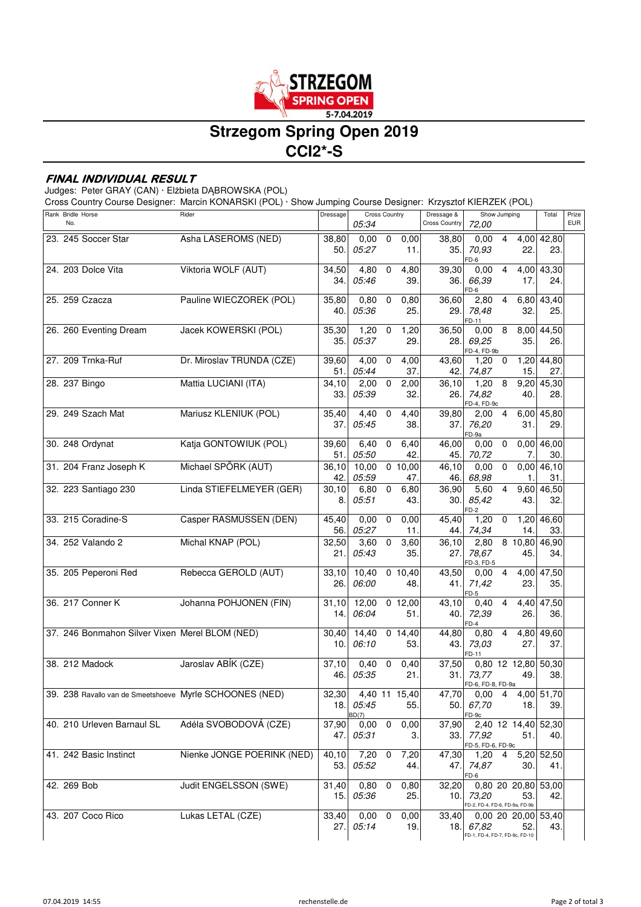# Strzegom Spring Open 2019

## CCI2*-S

### FINAL INDIVIDUAL RESULT

Judges: Peter GRAY (CAN) · Elżbieta DĄBROWSKA (POL)

Cross Country Course Designer: Marcin KONARSKI (POL) · Show Jumping Course Designer: Krzysztof KIERZEK (POL)

| Rank | Bridle No. | Horse | Rider | Dressage | Cross Country 05:34 | | | Dressage & Cross Country | Show Jumping 72,00 | | | Total | Prize EUR |
|---|---|---|---|---|---|---|---|---|---|---|---|---|---|
| 23. | 245 | Soccer Star | Asha LASEROMS (NED) | 38,80 / 50. | 0,00 / 05:27 | 0 | 0,00 / 11. | 38,80 / 35. | 0,00 / 70,93 / FD-6 | 4 | 4,00 / 22. | 42,80 / 23. | |
| 24. | 203 | Dolce Vita | Viktoria WOLF (AUT) | 34,50 / 34. | 4,80 / 05:46 | 0 | 4,80 / 39. | 39,30 / 36. | 0,00 / 66,39 / FD-6 | 4 | 4,00 / 17. | 43,30 / 24. | |
| 25. | 259 | Czacza | Pauline WIECZOREK (POL) | 35,80 / 40. | 0,80 / 05:36 | 0 | 0,80 / 25. | 36,60 / 29. | 2,80 / 78,48 / FD-11 | 4 | 6,80 / 32. | 43,40 / 25. | |
| 26. | 260 | Eventing Dream | Jacek KOWERSKI (POL) | 35,30 / 35. | 1,20 / 05:37 | 0 | 1,20 / 29. | 36,50 / 28. | 0,00 / 69,25 / FD-4, FD-9b | 8 | 8,00 / 35. | 44,50 / 26. | |
| 27. | 209 | Trnka-Ruf | Dr. Miroslav TRUNDA (CZE) | 39,60 / 51. | 4,00 / 05:44 | 0 | 4,00 / 37. | 43,60 / 42. | 1,20 / 74,87 | 0 | 1,20 / 15. | 44,80 / 27. | |
| 28. | 237 | Bingo | Mattia LUCIANI (ITA) | 34,10 / 33. | 2,00 / 05:39 | 0 | 2,00 / 32. | 36,10 / 26. | 1,20 / 74,82 / FD-4, FD-9c | 8 | 9,20 / 40. | 45,30 / 28. | |
| 29. | 249 | Szach Mat | Mariusz KLENIUK (POL) | 35,40 / 37. | 4,40 / 05:45 | 0 | 4,40 / 38. | 39,80 / 37. | 2,00 / 76,20 / FD-9a | 4 | 6,00 / 31. | 45,80 / 29. | |
| 30. | 248 | Ordynat | Katja GONTOWIUK (POL) | 39,60 / 51. | 6,40 / 05:50 | 0 | 6,40 / 42. | 46,00 / 45. | 0,00 / 70,72 | 0 | 0,00 / 7. | 46,00 / 30. | |
| 31. | 204 | Franz Joseph K | Michael SPÖRK (AUT) | 36,10 / 42. | 10,00 / 05:59 | 0 | 10,00 / 47. | 46,10 / 46. | 0,00 / 68,98 | 0 | 0,00 / 1. | 46,10 / 31. | |
| 32. | 223 | Santiago 230 | Linda STIEFELMEYER (GER) | 30,10 / 8. | 6,80 / 05:51 | 0 | 6,80 / 43. | 36,90 / 30. | 5,60 / 85,42 / FD-2 | 4 | 9,60 / 43. | 46,50 / 32. | |
| 33. | 215 | Coradine-S | Casper RASMUSSEN (DEN) | 45,40 / 56. | 0,00 / 05:27 | 0 | 0,00 / 11. | 45,40 / 44. | 1,20 / 74,34 | 0 | 1,20 / 14. | 46,60 / 33. | |
| 34. | 252 | Valando 2 | Michal KNAP (POL) | 32,50 / 21. | 3,60 / 05:43 | 0 | 3,60 / 35. | 36,10 / 27. | 2,80 / 78,67 / FD-3, FD-5 | 8 | 10,80 / 45. | 46,90 / 34. | |
| 35. | 205 | Peperoni Red | Rebecca GEROLD (AUT) | 33,10 / 26. | 10,40 / 06:00 | 0 | 10,40 / 48. | 43,50 / 41. | 0,00 / 71,42 / FD-5 | 4 | 4,00 / 23. | 47,50 / 35. | |
| 36. | 217 | Conner K | Johanna POHJONEN (FIN) | 31,10 / 14. | 12,00 / 06:04 | 0 | 12,00 / 51. | 43,10 / 40. | 0,40 / 72,39 / FD-4 | 4 | 4,40 / 26. | 47,50 / 36. | |
| 37. | 246 | Bonmahon Silver Vixen | Merel BLOM (NED) | 30,40 / 10. | 14,40 / 06:10 | 0 | 14,40 / 53. | 44,80 / 43. | 0,80 / 73,03 / FD-11 | 4 | 4,80 / 27. | 49,60 / 37. | |
| 38. | 212 | Madock | Jaroslav ABÍK (CZE) | 37,10 / 46. | 0,40 / 05:35 | 0 | 0,40 / 21. | 37,50 / 31. | 0,80 / 73,77 / FD-6, FD-8, FD-9a | 12 | 12,80 / 49. | 50,30 / 38. | |
| 39. | 238 | Ravallo van de Smeetshoeve | Myrle SCHOONES (NED) | 32,30 / 18. | 4,40 / 05:45 / BD(7) | 11 | 15,40 / 55. | 47,70 / 50. | 0,00 / 67,70 / FD-9c | 4 | 4,00 / 18. | 51,70 / 39. | |
| 40. | 210 | Urleven Barnaul SL | Adéla SVOBODOVÁ (CZE) | 37,90 / 47. | 0,00 / 05:31 | 0 | 0,00 / 3. | 37,90 / 33. | 2,40 / 77,92 / FD-5, FD-6, FD-9c | 12 | 14,40 / 51. | 52,30 / 40. | |
| 41. | 242 | Basic Instinct | Nienke JONGE POERINK (NED) | 40,10 / 53. | 7,20 / 05:52 | 0 | 7,20 / 44. | 47,30 / 47. | 1,20 / 74,87 / FD-6 | 4 | 5,20 / 30. | 52,50 / 41. | |
| 42. | 269 | Bob | Judit ENGELSSON (SWE) | 31,40 / 15. | 0,80 / 05:36 | 0 | 0,80 / 25. | 32,20 / 10. | 0,80 / 73,20 / FD-2, FD-4, FD-6, FD-9a, FD-9b | 20 | 20,80 / 53. | 53,00 / 42. | |
| 43. | 207 | Coco Rico | Lukas LETAL (CZE) | 33,40 / 27. | 0,00 / 05:14 | 0 | 0,00 / 19. | 33,40 / 18. | 0,00 / 67,82 / FD-1, FD-4, FD-7, FD-9c, FD-10 | 20 | 20,00 / 52. | 53,40 / 43. | |

07.04.2019 14:55 · rechenstelle.de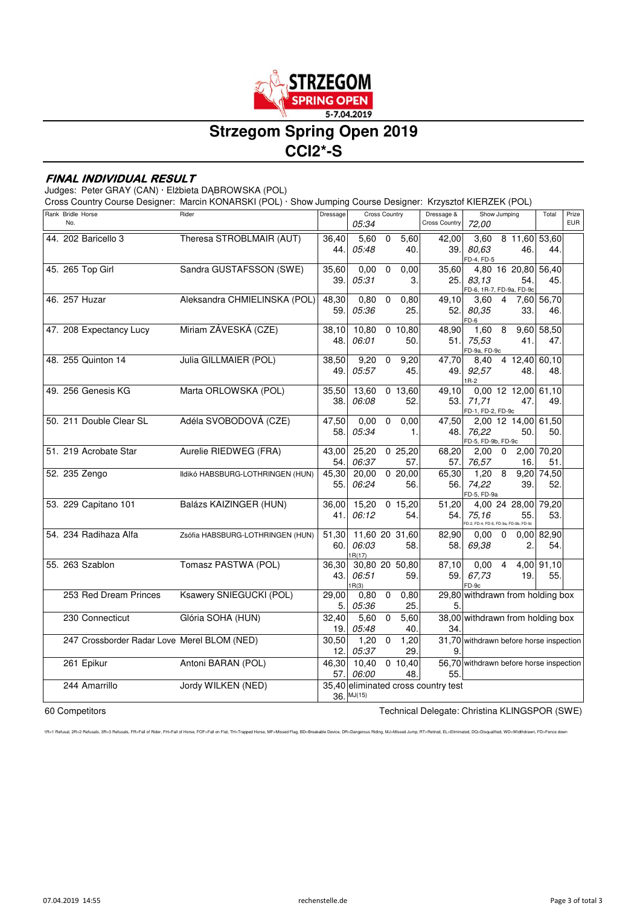STRZEGOM SPRING OPEN 5-7.04.2019

# Strzegom Spring Open 2019
## CCI2*-S

### *FINAL INDIVIDUAL RESULT*

Judges: Peter GRAY (CAN) · Elżbieta DĄBROWSKA (POL)
Cross Country Course Designer: Marcin KONARSKI (POL) · Show Jumping Course Designer: Krzysztof KIERZEK (POL)

| Rank | Bridle No. | Horse | Rider | Dressage | Cross Country 05:34 | | | Dressage & Cross Country | Show Jumping 72,00 | | | Total | Prize EUR |
|---|---|---|---|---|---|---|---|---|---|---|---|---|---|
| 44. | 202 | Baricello 3 | Theresa STROBLMAIR (AUT) | 36,40 / 44. | 5,60 / 05:48 | 0 | 5,60 / 40. | 42,00 / 39. | 3,60 / 80,63 / FD-4, FD-5 | 8 | 11,60 / 46. | 53,60 / 44. | |
| 45. | 265 | Top Girl | Sandra GUSTAFSSON (SWE) | 35,60 / 39. | 0,00 / 05:31 | 0 | 0,00 / 3. | 35,60 / 25. | 4,80 / 83,13 / FD-6, 1R-7, FD-9a, FD-9c | 16 | 20,80 / 54. | 56,40 / 45. | |
| 46. | 257 | Huzar | Aleksandra CHMIELINSKA (POL) | 48,30 / 59. | 0,80 / 05:36 | 0 | 0,80 / 25. | 49,10 / 52. | 3,60 / 80,35 / FD-6 | 4 | 7,60 / 33. | 56,70 / 46. | |
| 47. | 208 | Expectancy Lucy | Miriam ZÁVESKÁ (CZE) | 38,10 / 48. | 10,80 / 06:01 | 0 | 10,80 / 50. | 48,90 / 51. | 1,60 / 75,53 / FD-9a, FD-9c | 8 | 9,60 / 41. | 58,50 / 47. | |
| 48. | 255 | Quinton 14 | Julia GILLMAIER (POL) | 38,50 / 49. | 9,20 / 05:57 | 0 | 9,20 / 45. | 47,70 / 49. | 8,40 / 92,57 / 1R-2 | 4 | 12,40 / 48. | 60,10 / 48. | |
| 49. | 256 | Genesis KG | Marta ORLOWSKA (POL) | 35,50 / 38. | 13,60 / 06:08 | 0 | 13,60 / 52. | 49,10 / 53. | 0,00 / 71,71 / FD-1, FD-2, FD-9c | 12 | 12,00 / 47. | 61,10 / 49. | |
| 50. | 211 | Double Clear SL | Adéla SVOBODOVÁ (CZE) | 47,50 / 58. | 0,00 / 05:34 | 0 | 0,00 / 1. | 47,50 / 48. | 2,00 / 76,22 / FD-5, FD-9b, FD-9c | 12 | 14,00 / 50. | 61,50 / 50. | |
| 51. | 219 | Acrobate Star | Aurelie RIEDWEG (FRA) | 43,00 / 54. | 25,20 / 06:37 | 0 | 25,20 / 57. | 68,20 / 57. | 2,00 / 76,57 | 0 | 2,00 / 16. | 70,20 / 51. | |
| 52. | 235 | Zengo | Ildikó HABSBURG-LOTHRINGEN (HUN) | 45,30 / 55. | 20,00 / 06:24 | 0 | 20,00 / 56. | 65,30 / 56. | 1,20 / 74,22 / FD-5, FD-9a | 8 | 9,20 / 39. | 74,50 / 52. | |
| 53. | 229 | Capitano 101 | Balázs KAIZINGER (HUN) | 36,00 / 41. | 15,20 / 06:12 | 0 | 15,20 / 54. | 51,20 / 54. | 4,00 / 75,16 / FD-2, FD-4, FD-6, FD-9a, FD-9b, FD-9c | 24 | 28,00 / 55. | 79,20 / 53. | |
| 54. | 234 | Radihaza Alfa | Zsófia HABSBURG-LOTHRINGEN (HUN) | 51,30 / 60. | 11,60 / 06:03 / 1R(17) | 20 | 31,60 / 58. | 82,90 / 58. | 0,00 / 69,38 | 0 | 0,00 / 2. | 82,90 / 54. | |
| 55. | 263 | Szablon | Tomasz PASTWA (POL) | 36,30 / 43. | 30,80 / 06:51 / 1R(3) | 20 | 50,80 / 59. | 87,10 / 59. | 0,00 / 67,73 / FD-9c | 4 | 4,00 / 19. | 91,10 / 55. | |
| | 253 | Red Dream Princes | Ksawery SNIEGUCKI (POL) | 29,00 / 5. | 0,80 / 05:36 | 0 | 0,80 / 25. | 29,80 / 5. | withdrawn from holding box | | | | |
| | 230 | Connecticut | Glória SOHA (HUN) | 32,40 / 19. | 5,60 / 05:48 | 0 | 5,60 / 40. | 38,00 / 34. | withdrawn from holding box | | | | |
| | 247 | Crossborder Radar Love | Merel BLOM (NED) | 30,50 / 12. | 1,20 / 05:37 | 0 | 1,20 / 29. | 31,70 / 9. | withdrawn before horse inspection | | | | |
| | 261 | Epikur | Antoni BARAN (POL) | 46,30 / 57. | 10,40 / 06:00 | 0 | 10,40 / 48. | 56,70 / 55. | withdrawn before horse inspection | | | | |
| | 244 | Amarrillo | Jordy WILKEN (NED) | 35,40 / 36. | eliminated cross country test / MJ(15) | | | | | | | | |

60 Competitors

Technical Delegate: Christina KLINGSPOR (SWE)

1R=1 Refusal, 2R=2 Refusals, 3R=3 Refusals, FR=Fall of Rider, FH=Fall of Horse, FOF=Fall on Flat, TH=Trapped Horse, MF=Missed Flag, BD=Breakable Device, DR=Dangerous Riding, MJ=Missed Jump, RT=Retired, EL=Eliminated, DQ=Disqualified, WD=Widthdrawn, FD=Fence down

07.04.2019 14:55 rechenstelle.de